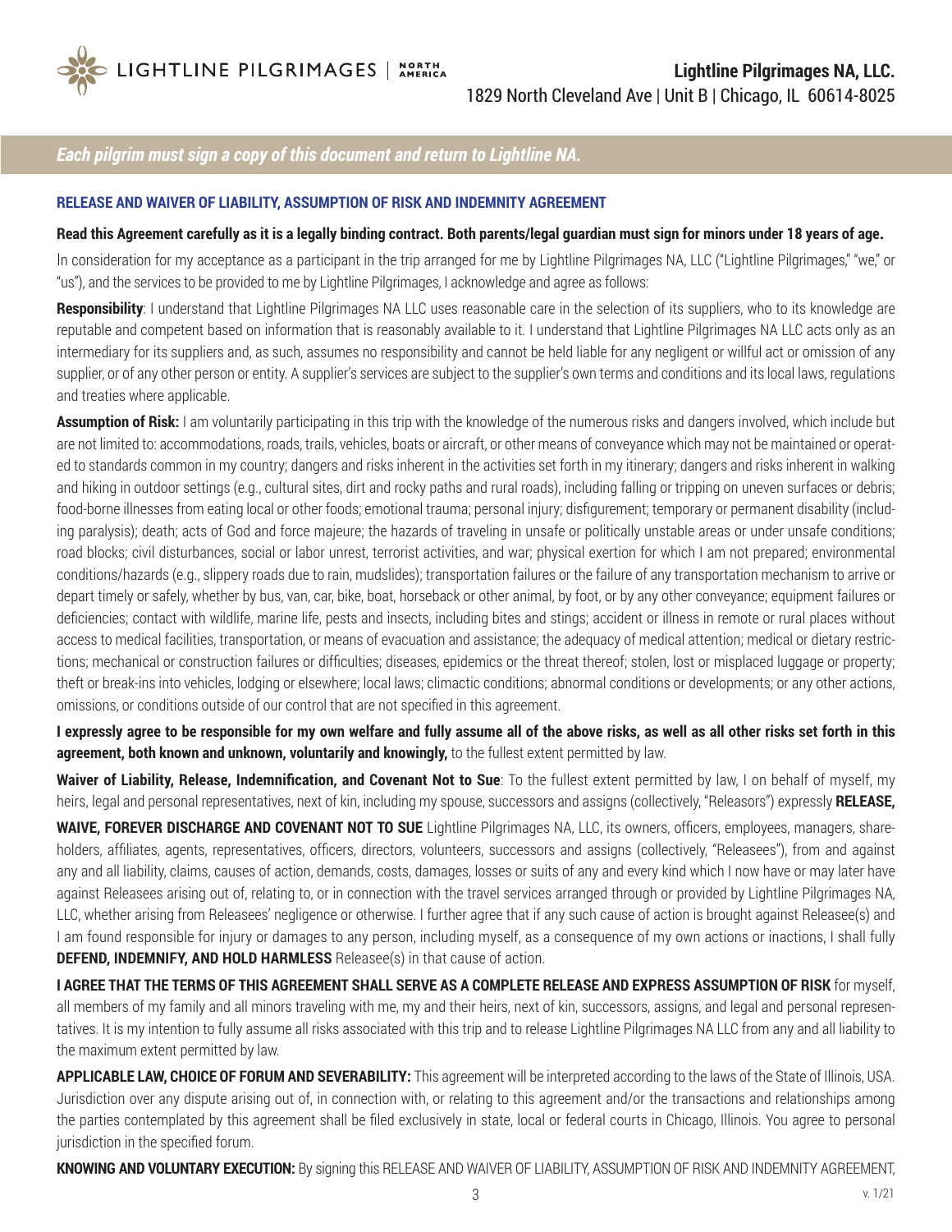LIGHTLINE PILGRIMAGES | NORTH AMERICA

**Lightline Pilgrimages NA, LLC.**
1829 North Cleveland Ave | Unit B | Chicago, IL 60614-8025

***Each pilgrim must sign a copy of this document and return to Lightline NA.***

## RELEASE AND WAIVER OF LIABILITY, ASSUMPTION OF RISK AND INDEMNITY AGREEMENT

**Read this Agreement carefully as it is a legally binding contract. Both parents/legal guardian must sign for minors under 18 years of age.**

In consideration for my acceptance as a participant in the trip arranged for me by Lightline Pilgrimages NA, LLC ("Lightline Pilgrimages," "we," or "us"), and the services to be provided to me by Lightline Pilgrimages, I acknowledge and agree as follows:

**Responsibility**: I understand that Lightline Pilgrimages NA LLC uses reasonable care in the selection of its suppliers, who to its knowledge are reputable and competent based on information that is reasonably available to it. I understand that Lightline Pilgrimages NA LLC acts only as an intermediary for its suppliers and, as such, assumes no responsibility and cannot be held liable for any negligent or willful act or omission of any supplier, or of any other person or entity. A supplier's services are subject to the supplier's own terms and conditions and its local laws, regulations and treaties where applicable.

**Assumption of Risk:** I am voluntarily participating in this trip with the knowledge of the numerous risks and dangers involved, which include but are not limited to: accommodations, roads, trails, vehicles, boats or aircraft, or other means of conveyance which may not be maintained or operated to standards common in my country; dangers and risks inherent in the activities set forth in my itinerary; dangers and risks inherent in walking and hiking in outdoor settings (e.g., cultural sites, dirt and rocky paths and rural roads), including falling or tripping on uneven surfaces or debris; food-borne illnesses from eating local or other foods; emotional trauma; personal injury; disfigurement; temporary or permanent disability (including paralysis); death; acts of God and force majeure; the hazards of traveling in unsafe or politically unstable areas or under unsafe conditions; road blocks; civil disturbances, social or labor unrest, terrorist activities, and war; physical exertion for which I am not prepared; environmental conditions/hazards (e.g., slippery roads due to rain, mudslides); transportation failures or the failure of any transportation mechanism to arrive or depart timely or safely, whether by bus, van, car, bike, boat, horseback or other animal, by foot, or by any other conveyance; equipment failures or deficiencies; contact with wildlife, marine life, pests and insects, including bites and stings; accident or illness in remote or rural places without access to medical facilities, transportation, or means of evacuation and assistance; the adequacy of medical attention; medical or dietary restrictions; mechanical or construction failures or difficulties; diseases, epidemics or the threat thereof; stolen, lost or misplaced luggage or property; theft or break-ins into vehicles, lodging or elsewhere; local laws; climactic conditions; abnormal conditions or developments; or any other actions, omissions, or conditions outside of our control that are not specified in this agreement.

**I expressly agree to be responsible for my own welfare and fully assume all of the above risks, as well as all other risks set forth in this agreement, both known and unknown, voluntarily and knowingly,** to the fullest extent permitted by law.

**Waiver of Liability, Release, Indemnification, and Covenant Not to Sue**: To the fullest extent permitted by law, I on behalf of myself, my heirs, legal and personal representatives, next of kin, including my spouse, successors and assigns (collectively, "Releasors") expressly **RELEASE, WAIVE, FOREVER DISCHARGE AND COVENANT NOT TO SUE** Lightline Pilgrimages NA, LLC, its owners, officers, employees, managers, shareholders, affiliates, agents, representatives, officers, directors, volunteers, successors and assigns (collectively, "Releasees"), from and against any and all liability, claims, causes of action, demands, costs, damages, losses or suits of any and every kind which I now have or may later have against Releasees arising out of, relating to, or in connection with the travel services arranged through or provided by Lightline Pilgrimages NA, LLC, whether arising from Releasees' negligence or otherwise. I further agree that if any such cause of action is brought against Releasee(s) and I am found responsible for injury or damages to any person, including myself, as a consequence of my own actions or inactions, I shall fully **DEFEND, INDEMNIFY, AND HOLD HARMLESS** Releasee(s) in that cause of action.

**I AGREE THAT THE TERMS OF THIS AGREEMENT SHALL SERVE AS A COMPLETE RELEASE AND EXPRESS ASSUMPTION OF RISK** for myself, all members of my family and all minors traveling with me, my and their heirs, next of kin, successors, assigns, and legal and personal representatives. It is my intention to fully assume all risks associated with this trip and to release Lightline Pilgrimages NA LLC from any and all liability to the maximum extent permitted by law.

**APPLICABLE LAW, CHOICE OF FORUM AND SEVERABILITY:** This agreement will be interpreted according to the laws of the State of Illinois, USA. Jurisdiction over any dispute arising out of, in connection with, or relating to this agreement and/or the transactions and relationships among the parties contemplated by this agreement shall be filed exclusively in state, local or federal courts in Chicago, Illinois. You agree to personal jurisdiction in the specified forum.

**KNOWING AND VOLUNTARY EXECUTION:** By signing this RELEASE AND WAIVER OF LIABILITY, ASSUMPTION OF RISK AND INDEMNITY AGREEMENT,

v. 1/21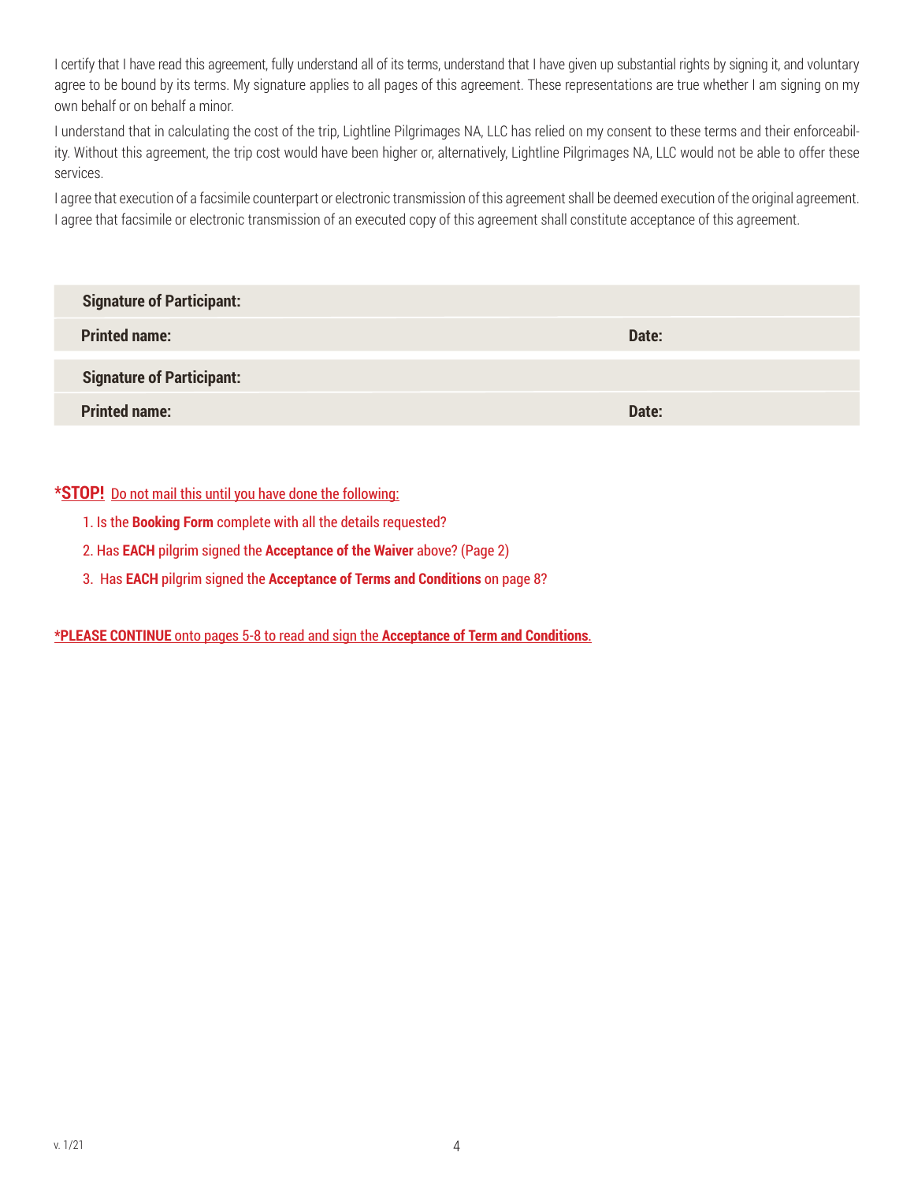I certify that I have read this agreement, fully understand all of its terms, understand that I have given up substantial rights by signing it, and voluntary agree to be bound by its terms. My signature applies to all pages of this agreement. These representations are true whether I am signing on my own behalf or on behalf a minor.

I understand that in calculating the cost of the trip, Lightline Pilgrimages NA, LLC has relied on my consent to these terms and their enforceability. Without this agreement, the trip cost would have been higher or, alternatively, Lightline Pilgrimages NA, LLC would not be able to offer these services.

I agree that execution of a facsimile counterpart or electronic transmission of this agreement shall be deemed execution of the original agreement. I agree that facsimile or electronic transmission of an executed copy of this agreement shall constitute acceptance of this agreement.

| | |
|---|---|
| **Signature of Participant:** | |
| **Printed name:** | **Date:** |
| **Signature of Participant:** | |
| **Printed name:** | **Date:** |

***STOP!** Do not mail this until you have done the following:

1. Is the **Booking Form** complete with all the details requested?
2. Has **EACH** pilgrim signed the **Acceptance of the Waiver** above? (Page 2)
3. Has **EACH** pilgrim signed the **Acceptance of Terms and Conditions** on page 8?

***PLEASE CONTINUE** onto pages 5-8 to read and sign the **Acceptance of Term and Conditions**.

v. 1/21